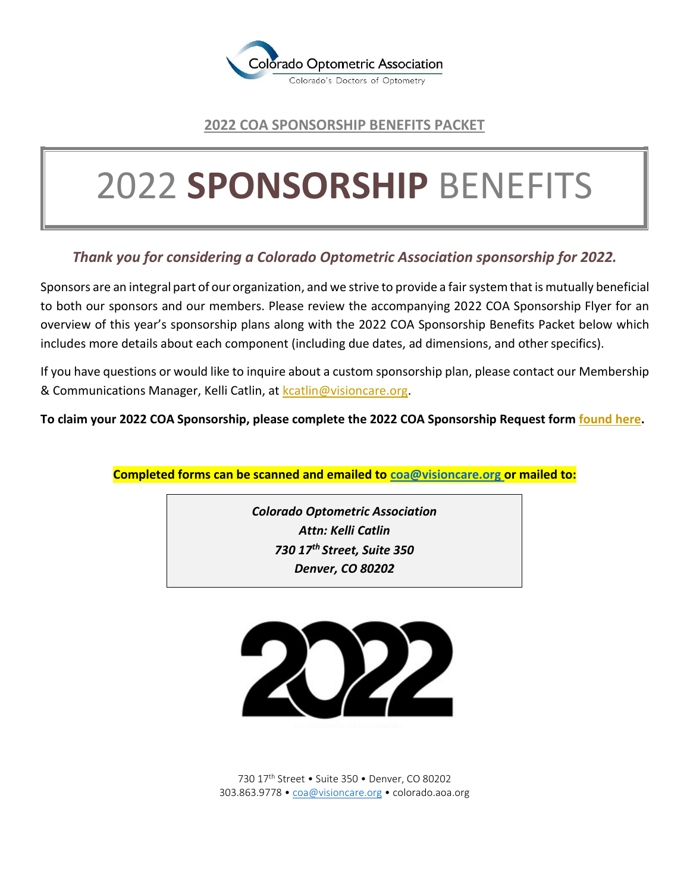Colorado Optometric Association

Colorado's Doctors of Optometry

## 2022 COA SPONSORSHIP BENEFITS PACKET

# 2022 **SPONSORSHIP** BENEFITS

***Thank you for considering a Colorado Optometric Association sponsorship for 2022.***

Sponsors are an integral part of our organization, and we strive to provide a fair system that is mutually beneficial to both our sponsors and our members. Please review the accompanying 2022 COA Sponsorship Flyer for an overview of this year's sponsorship plans along with the 2022 COA Sponsorship Benefits Packet below which includes more details about each component (including due dates, ad dimensions, and other specifics).

If you have questions or would like to inquire about a custom sponsorship plan, please contact our Membership & Communications Manager, Kelli Catlin, at kcatlin@visioncare.org.

**To claim your 2022 COA Sponsorship, please complete the 2022 COA Sponsorship Request form found here.**

**Completed forms can be scanned and emailed to coa@visioncare.org or mailed to:**

***Colorado Optometric Association***
***Attn: Kelli Catlin***
***730 17th Street, Suite 350***
***Denver, CO 80202***

2022

730 17th Street • Suite 350 • Denver, CO 80202
303.863.9778 • coa@visioncare.org • colorado.aoa.org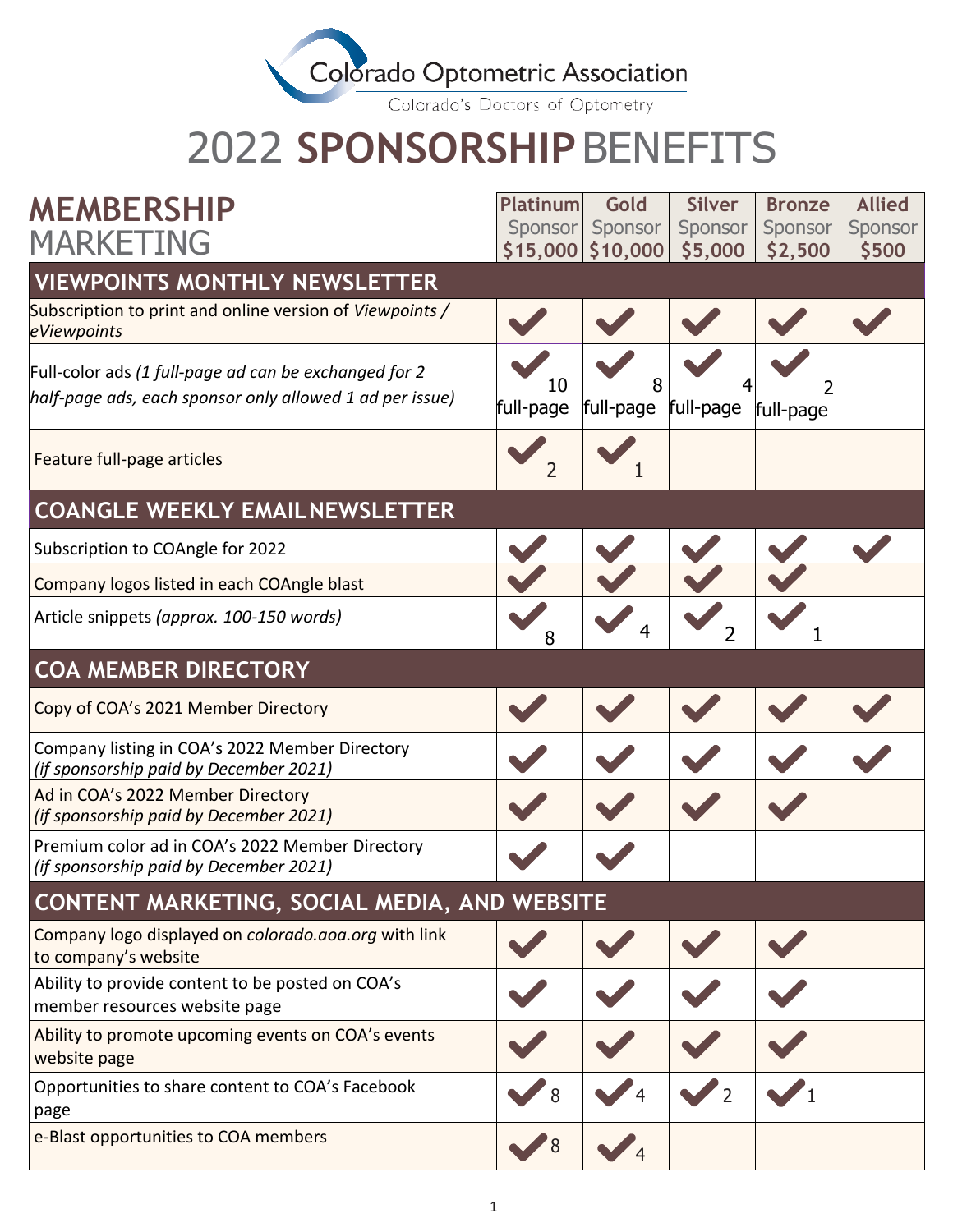Colorado Optometric Association

Colorado's Doctors of Optometry

# 2022 SPONSORSHIP BENEFITS

| **MEMBERSHIP** MARKETING | **Platinum** Sponsor **$15,000** | **Gold** Sponsor **$10,000** | **Silver** Sponsor **$5,000** | **Bronze** Sponsor **$2,500** | **Allied** Sponsor **$500** |
|---|---|---|---|---|---|
| **VIEWPOINTS MONTHLY NEWSLETTER** | | | | | |
| Subscription to print and online version of *Viewpoints / eViewpoints* | ✓ | ✓ | ✓ | ✓ | ✓ |
| Full-color ads *(1 full-page ad can be exchanged for 2 half-page ads, each sponsor only allowed 1 ad per issue)* | ✓ 10 full-page | ✓ 8 full-page | ✓ 4 full-page | ✓ 2 full-page | |
| Feature full-page articles | ✓ 2 | ✓ 1 | | | |
| **COANGLE WEEKLY EMAIL NEWSLETTER** | | | | | |
| Subscription to COAngle for 2022 | ✓ | ✓ | ✓ | ✓ | ✓ |
| Company logos listed in each COAngle blast | ✓ | ✓ | ✓ | ✓ | |
| Article snippets *(approx. 100-150 words)* | ✓ 8 | ✓ 4 | ✓ 2 | ✓ 1 | |
| **COA MEMBER DIRECTORY** | | | | | |
| Copy of COA's 2021 Member Directory | ✓ | ✓ | ✓ | ✓ | ✓ |
| Company listing in COA's 2022 Member Directory *(if sponsorship paid by December 2021)* | ✓ | ✓ | ✓ | ✓ | ✓ |
| Ad in COA's 2022 Member Directory *(if sponsorship paid by December 2021)* | ✓ | ✓ | ✓ | ✓ | |
| Premium color ad in COA's 2022 Member Directory *(if sponsorship paid by December 2021)* | ✓ | ✓ | | | |
| **CONTENT MARKETING, SOCIAL MEDIA, AND WEBSITE** | | | | | |
| Company logo displayed on *colorado.aoa.org* with link to company's website | ✓ | ✓ | ✓ | ✓ | |
| Ability to provide content to be posted on COA's member resources website page | ✓ | ✓ | ✓ | ✓ | |
| Ability to promote upcoming events on COA's events website page | ✓ | ✓ | ✓ | ✓ | |
| Opportunities to share content to COA's Facebook page | ✓ 8 | ✓ 4 | ✓ 2 | ✓ 1 | |
| e-Blast opportunities to COA members | ✓ 8 | ✓ 4 | | | |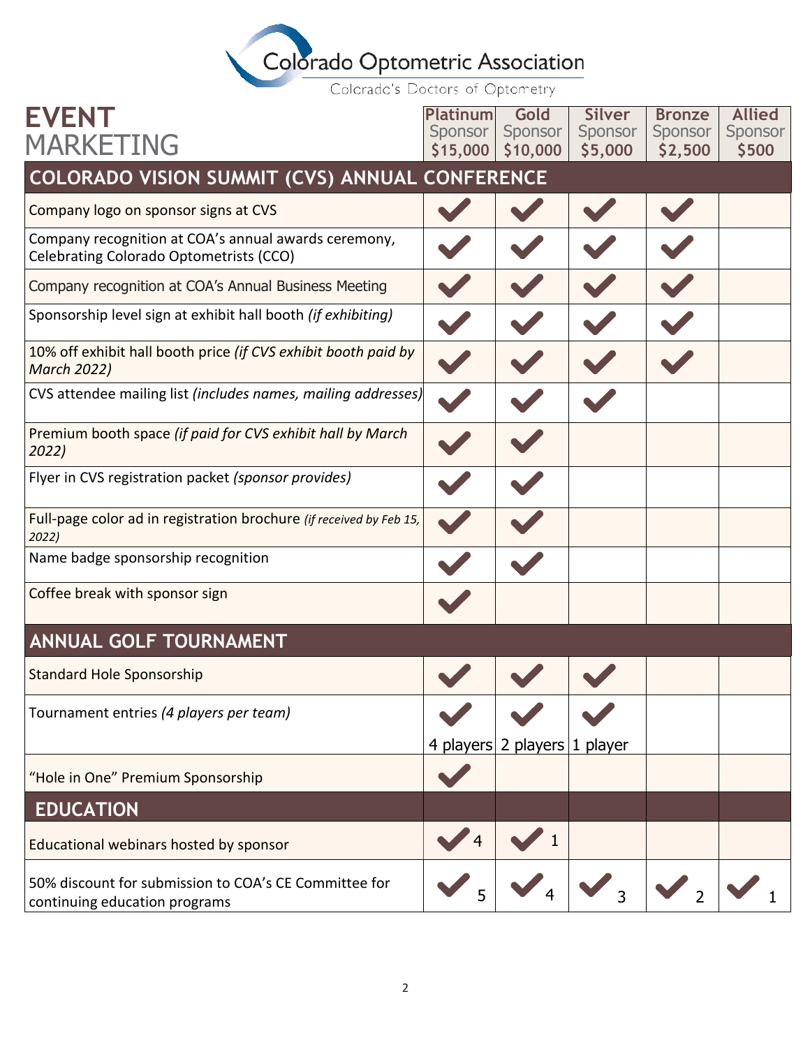# Colorado Optometric Association

Colorado's Doctors of Optometry

## EVENT MARKETING

| | Platinum Sponsor $15,000 | Gold Sponsor $10,000 | Silver Sponsor $5,000 | Bronze Sponsor $2,500 | Allied Sponsor $500 |
|---|---|---|---|---|---|
| **COLORADO VISION SUMMIT (CVS) ANNUAL CONFERENCE** | | | | | |
| Company logo on sponsor signs at CVS | ✓ | ✓ | ✓ | ✓ | |
| Company recognition at COA's annual awards ceremony, Celebrating Colorado Optometrists (CCO) | ✓ | ✓ | ✓ | ✓ | |
| Company recognition at COA's Annual Business Meeting | ✓ | ✓ | ✓ | ✓ | |
| Sponsorship level sign at exhibit hall booth *(if exhibiting)* | ✓ | ✓ | ✓ | ✓ | |
| 10% off exhibit hall booth price *(if CVS exhibit booth paid by March 2022)* | ✓ | ✓ | ✓ | ✓ | |
| CVS attendee mailing list *(includes names, mailing addresses)* | ✓ | ✓ | ✓ | | |
| Premium booth space *(if paid for CVS exhibit hall by March 2022)* | ✓ | ✓ | | | |
| Flyer in CVS registration packet *(sponsor provides)* | ✓ | ✓ | | | |
| Full-page color ad in registration brochure *(if received by Feb 15, 2022)* | ✓ | ✓ | | | |
| Name badge sponsorship recognition | ✓ | ✓ | | | |
| Coffee break with sponsor sign | ✓ | | | | |
| **ANNUAL GOLF TOURNAMENT** | | | | | |
| Standard Hole Sponsorship | ✓ | ✓ | ✓ | | |
| Tournament entries *(4 players per team)* | ✓ 4 players | ✓ 2 players | ✓ 1 player | | |
| "Hole in One" Premium Sponsorship | ✓ | | | | |
| **EDUCATION** | | | | | |
| Educational webinars hosted by sponsor | ✓ 4 | ✓ 1 | | | |
| 50% discount for submission to COA's CE Committee for continuing education programs | ✓ 5 | ✓ 4 | ✓ 3 | ✓ 2 | ✓ 1 |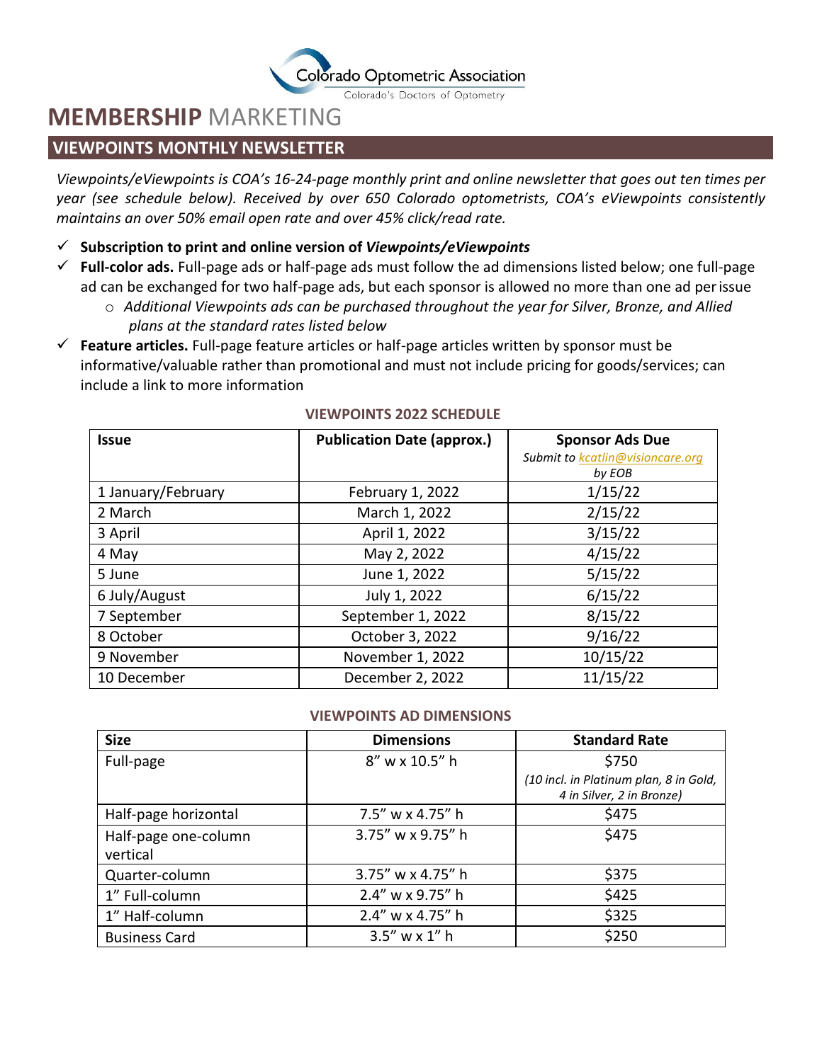Colorado Optometric Association
Colorado's Doctors of Optometry

# **MEMBERSHIP** MARKETING

## VIEWPOINTS MONTHLY NEWSLETTER

*Viewpoints/eViewpoints is COA's 16-24-page monthly print and online newsletter that goes out ten times per year (see schedule below). Received by over 650 Colorado optometrists, COA's eViewpoints consistently maintains an over 50% email open rate and over 45% click/read rate.*

- ✓ **Subscription to print and online version of *Viewpoints/eViewpoints***
- ✓ **Full-color ads.** Full-page ads or half-page ads must follow the ad dimensions listed below; one full-page ad can be exchanged for two half-page ads, but each sponsor is allowed no more than one ad per issue
  - *Additional Viewpoints ads can be purchased throughout the year for Silver, Bronze, and Allied plans at the standard rates listed below*
- ✓ **Feature articles.** Full-page feature articles or half-page articles written by sponsor must be informative/valuable rather than promotional and must not include pricing for goods/services; can include a link to more information

### VIEWPOINTS 2022 SCHEDULE

| Issue | Publication Date (approx.) | Sponsor Ads Due<br>*Submit to kcatlin@visioncare.org by EOB* |
|---|---|---|
| 1 January/February | February 1, 2022 | 1/15/22 |
| 2 March | March 1, 2022 | 2/15/22 |
| 3 April | April 1, 2022 | 3/15/22 |
| 4 May | May 2, 2022 | 4/15/22 |
| 5 June | June 1, 2022 | 5/15/22 |
| 6 July/August | July 1, 2022 | 6/15/22 |
| 7 September | September 1, 2022 | 8/15/22 |
| 8 October | October 3, 2022 | 9/16/22 |
| 9 November | November 1, 2022 | 10/15/22 |
| 10 December | December 2, 2022 | 11/15/22 |

### VIEWPOINTS AD DIMENSIONS

| Size | Dimensions | Standard Rate |
|---|---|---|
| Full-page | 8" w x 10.5" h | $750<br>*(10 incl. in Platinum plan, 8 in Gold, 4 in Silver, 2 in Bronze)* |
| Half-page horizontal | 7.5" w x 4.75" h | $475 |
| Half-page one-column vertical | 3.75" w x 9.75" h | $475 |
| Quarter-column | 3.75" w x 4.75" h | $375 |
| 1" Full-column | 2.4" w x 9.75" h | $425 |
| 1" Half-column | 2.4" w x 4.75" h | $325 |
| Business Card | 3.5" w x 1" h | $250 |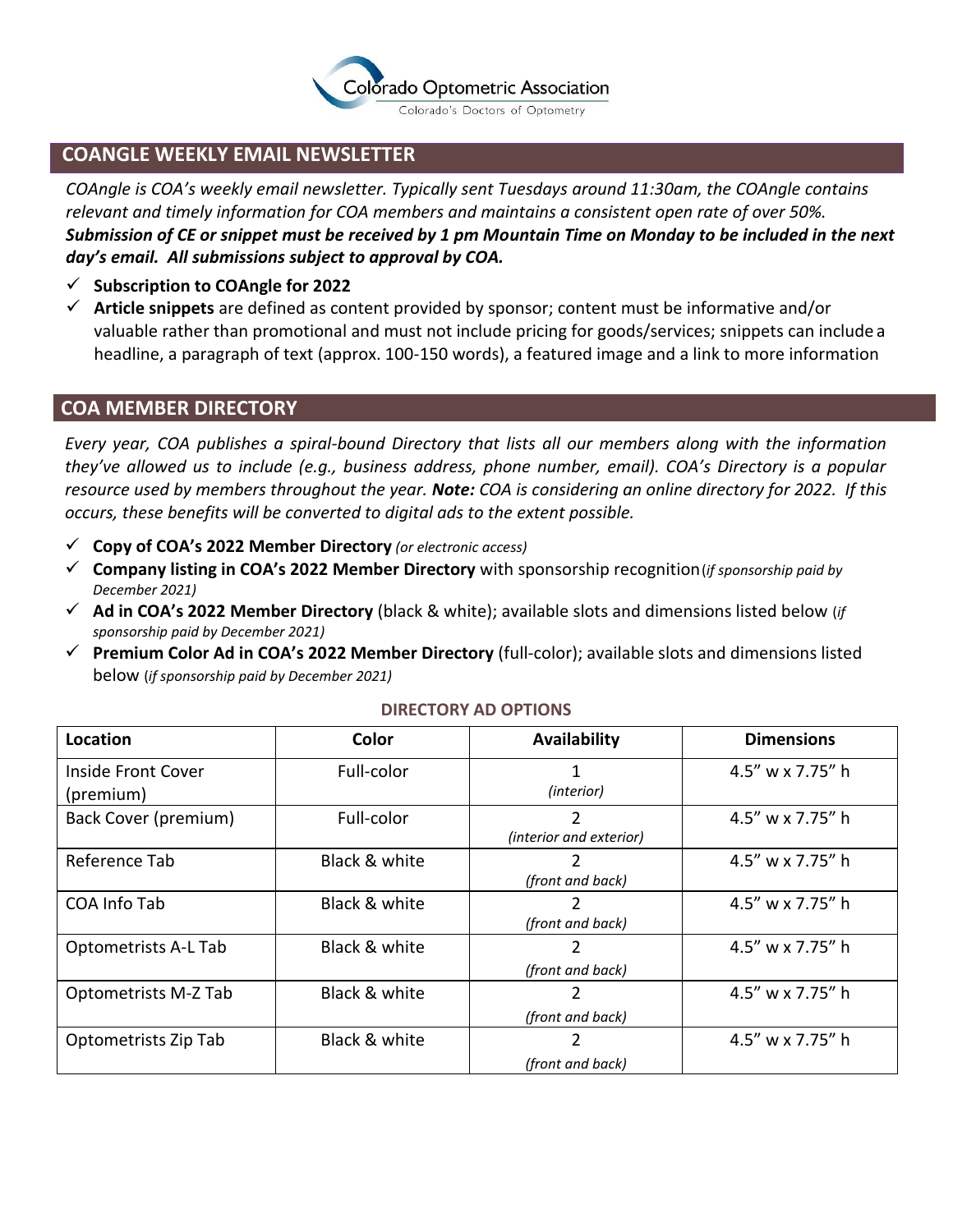Colorado Optometric Association

Colorado's Doctors of Optometry

## COANGLE WEEKLY EMAIL NEWSLETTER

*COAngle is COA's weekly email newsletter. Typically sent Tuesdays around 11:30am, the COAngle contains relevant and timely information for COA members and maintains a consistent open rate of over 50%.* ***Submission of CE or snippet must be received by 1 pm Mountain Time on Monday to be included in the next day's email. All submissions subject to approval by COA.***

- ✓ **Subscription to COAngle for 2022**
- ✓ **Article snippets** are defined as content provided by sponsor; content must be informative and/or valuable rather than promotional and must not include pricing for goods/services; snippets can include a headline, a paragraph of text (approx. 100-150 words), a featured image and a link to more information

## COA MEMBER DIRECTORY

*Every year, COA publishes a spiral-bound Directory that lists all our members along with the information they've allowed us to include (e.g., business address, phone number, email). COA's Directory is a popular resource used by members throughout the year.* ***Note:*** *COA is considering an online directory for 2022. If this occurs, these benefits will be converted to digital ads to the extent possible.*

- ✓ **Copy of COA's 2022 Member Directory** *(or electronic access)*
- ✓ **Company listing in COA's 2022 Member Directory** with sponsorship recognition *(if sponsorship paid by December 2021)*
- ✓ **Ad in COA's 2022 Member Directory** (black & white); available slots and dimensions listed below (*if sponsorship paid by December 2021)*
- ✓ **Premium Color Ad in COA's 2022 Member Directory** (full-color); available slots and dimensions listed below (*if sponsorship paid by December 2021)*

**DIRECTORY AD OPTIONS**

| Location | Color | Availability | Dimensions |
|---|---|---|---|
| Inside Front Cover (premium) | Full-color | 1 *(interior)* | 4.5" w x 7.75" h |
| Back Cover (premium) | Full-color | 2 *(interior and exterior)* | 4.5" w x 7.75" h |
| Reference Tab | Black & white | 2 *(front and back)* | 4.5" w x 7.75" h |
| COA Info Tab | Black & white | 2 *(front and back)* | 4.5" w x 7.75" h |
| Optometrists A-L Tab | Black & white | 2 *(front and back)* | 4.5" w x 7.75" h |
| Optometrists M-Z Tab | Black & white | 2 *(front and back)* | 4.5" w x 7.75" h |
| Optometrists Zip Tab | Black & white | 2 *(front and back)* | 4.5" w x 7.75" h |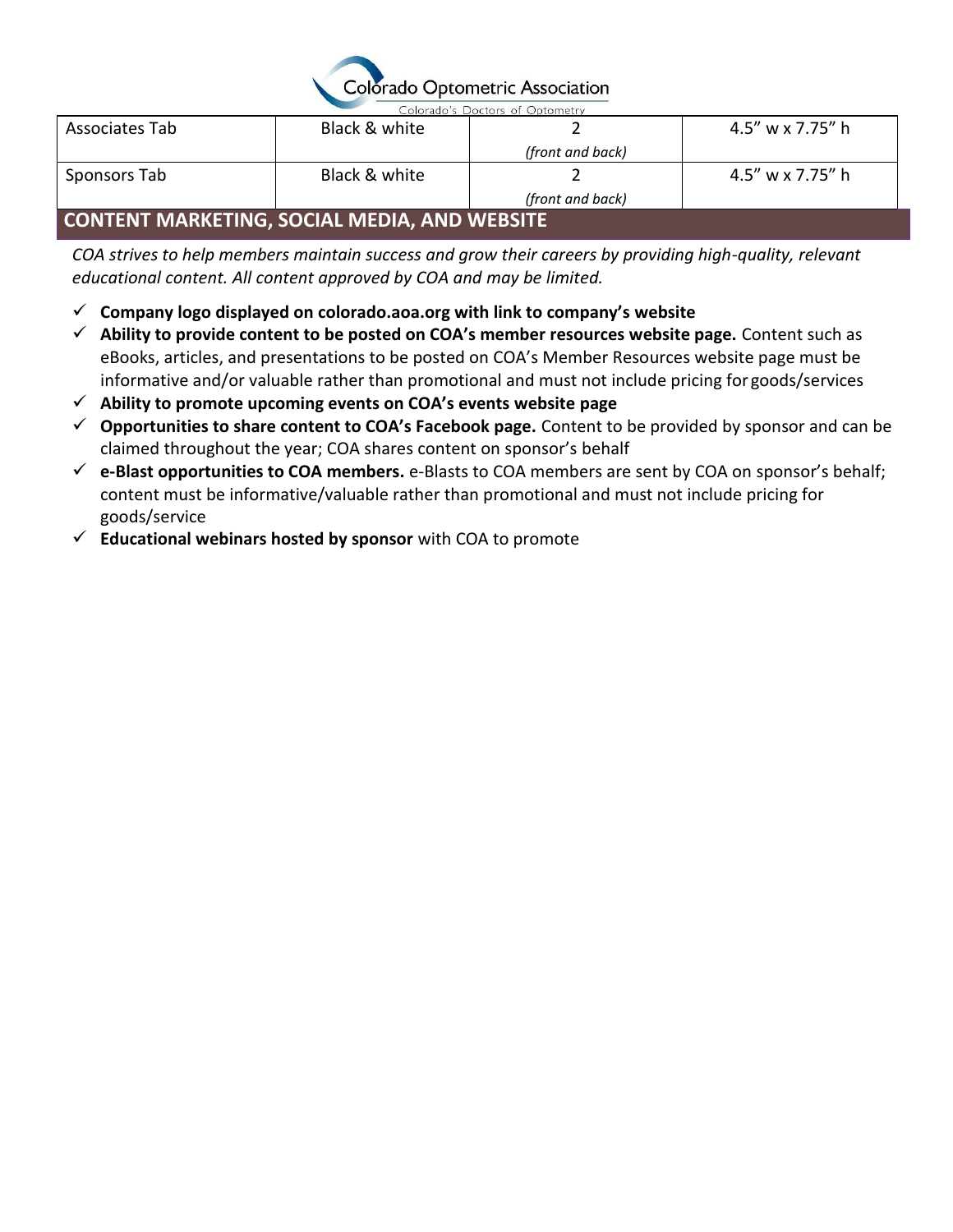| Associates Tab | Black & white | 2 *(front and back)* | 4.5” w x 7.75” h |
|---|---|---|---|
| Sponsors Tab | Black & white | 2 *(front and back)* | 4.5” w x 7.75” h |

## CONTENT MARKETING, SOCIAL MEDIA, AND WEBSITE

*COA strives to help members maintain success and grow their careers by providing high-quality, relevant educational content. All content approved by COA and may be limited.*

- ✓ **Company logo displayed on colorado.aoa.org with link to company’s website**
- ✓ **Ability to provide content to be posted on COA’s member resources website page.** Content such as eBooks, articles, and presentations to be posted on COA’s Member Resources website page must be informative and/or valuable rather than promotional and must not include pricing for goods/services
- ✓ **Ability to promote upcoming events on COA’s events website page**
- ✓ **Opportunities to share content to COA’s Facebook page.** Content to be provided by sponsor and can be claimed throughout the year; COA shares content on sponsor’s behalf
- ✓ **e-Blast opportunities to COA members.** e-Blasts to COA members are sent by COA on sponsor’s behalf; content must be informative/valuable rather than promotional and must not include pricing for goods/service
- ✓ **Educational webinars hosted by sponsor** with COA to promote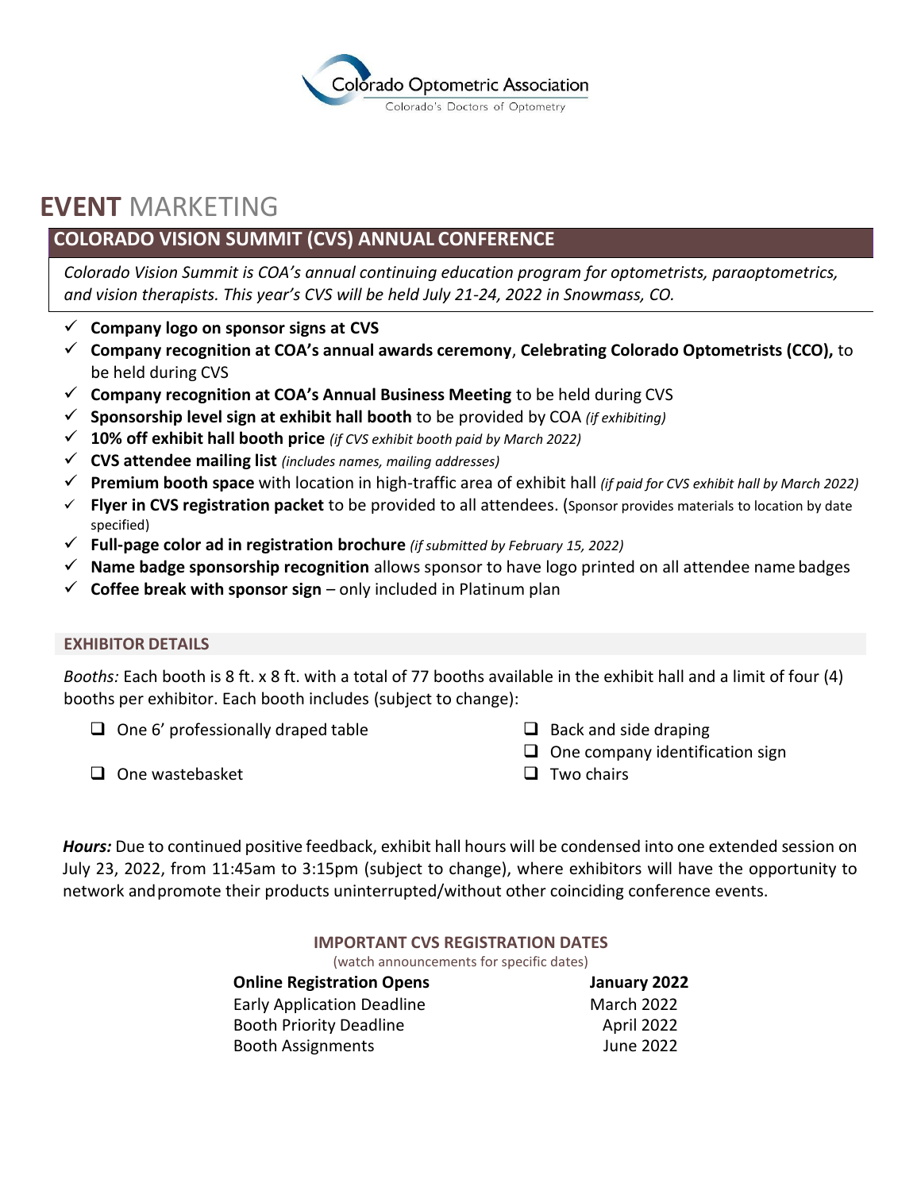Colorado Optometric Association
Colorado's Doctors of Optometry

# **EVENT** MARKETING

## COLORADO VISION SUMMIT (CVS) ANNUAL CONFERENCE

*Colorado Vision Summit is COA's annual continuing education program for optometrists, paraoptometrics, and vision therapists. This year's CVS will be held July 21-24, 2022 in Snowmass, CO.*

- ✓ **Company logo on sponsor signs at CVS**
- ✓ **Company recognition at COA's annual awards ceremony**, **Celebrating Colorado Optometrists (CCO),** to be held during CVS
- ✓ **Company recognition at COA's Annual Business Meeting** to be held during CVS
- ✓ **Sponsorship level sign at exhibit hall booth** to be provided by COA *(if exhibiting)*
- ✓ **10% off exhibit hall booth price** *(if CVS exhibit booth paid by March 2022)*
- ✓ **CVS attendee mailing list** *(includes names, mailing addresses)*
- ✓ **Premium booth space** with location in high-traffic area of exhibit hall *(if paid for CVS exhibit hall by March 2022)*
- ✓ **Flyer in CVS registration packet** to be provided to all attendees. (Sponsor provides materials to location by date specified)
- ✓ **Full-page color ad in registration brochure** *(if submitted by February 15, 2022)*
- ✓ **Name badge sponsorship recognition** allows sponsor to have logo printed on all attendee name badges
- ✓ **Coffee break with sponsor sign** – only included in Platinum plan

### EXHIBITOR DETAILS

*Booths:* Each booth is 8 ft. x 8 ft. with a total of 77 booths available in the exhibit hall and a limit of four (4) booths per exhibitor. Each booth includes (subject to change):

- ❑ One 6' professionally draped table
- ❑ One wastebasket
- ❑ Back and side draping
- ❑ One company identification sign
- ❑ Two chairs

***Hours:*** Due to continued positive feedback, exhibit hall hours will be condensed into one extended session on July 23, 2022, from 11:45am to 3:15pm (subject to change), where exhibitors will have the opportunity to network and promote their products uninterrupted/without other coinciding conference events.

### IMPORTANT CVS REGISTRATION DATES

(watch announcements for specific dates)

| **Online Registration Opens** | **January 2022** |
|---|---|
| Early Application Deadline | March 2022 |
| Booth Priority Deadline | April 2022 |
| Booth Assignments | June 2022 |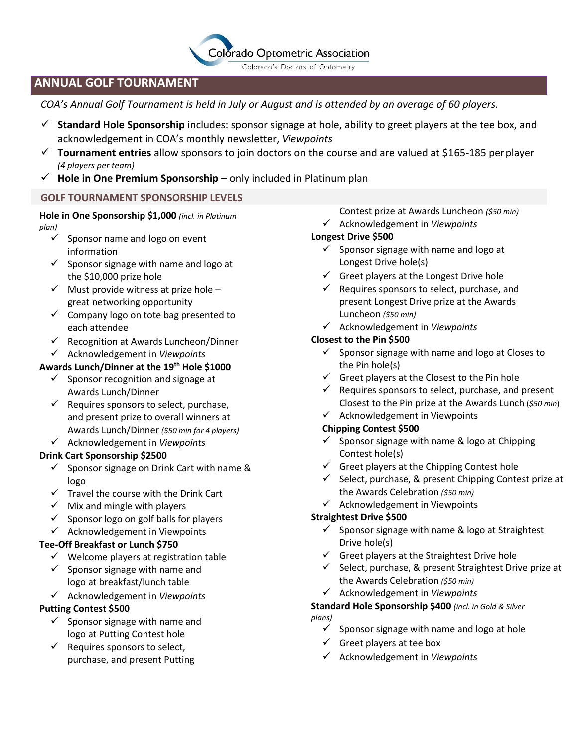Colorado Optometric Association

Colorado's Doctors of Optometry

## ANNUAL GOLF TOURNAMENT

*COA's Annual Golf Tournament is held in July or August and is attended by an average of 60 players.*

- ✓ **Standard Hole Sponsorship** includes: sponsor signage at hole, ability to greet players at the tee box, and acknowledgement in COA's monthly newsletter, *Viewpoints*
- ✓ **Tournament entries** allow sponsors to join doctors on the course and are valued at $165-185 per player *(4 players per team)*
- ✓ **Hole in One Premium Sponsorship** – only included in Platinum plan

### GOLF TOURNAMENT SPONSORSHIP LEVELS

**Hole in One Sponsorship $1,000** *(incl. in Platinum plan)*

- ✓ Sponsor name and logo on event information
- ✓ Sponsor signage with name and logo at the $10,000 prize hole
- ✓ Must provide witness at prize hole – great networking opportunity
- ✓ Company logo on tote bag presented to each attendee
- ✓ Recognition at Awards Luncheon/Dinner
- ✓ Acknowledgement in *Viewpoints*

**Awards Lunch/Dinner at the 19th Hole $1000**

- ✓ Sponsor recognition and signage at Awards Lunch/Dinner
- ✓ Requires sponsors to select, purchase, and present prize to overall winners at Awards Lunch/Dinner *($50 min for 4 players)*
- ✓ Acknowledgement in *Viewpoints*

**Drink Cart Sponsorship $2500**

- ✓ Sponsor signage on Drink Cart with name & logo
- ✓ Travel the course with the Drink Cart
- ✓ Mix and mingle with players
- ✓ Sponsor logo on golf balls for players
- ✓ Acknowledgement in Viewpoints

**Tee-Off Breakfast or Lunch $750**

- ✓ Welcome players at registration table
- ✓ Sponsor signage with name and logo at breakfast/lunch table
- ✓ Acknowledgement in *Viewpoints*

**Putting Contest $500**

- ✓ Sponsor signage with name and logo at Putting Contest hole
- ✓ Requires sponsors to select, purchase, and present Putting Contest prize at Awards Luncheon *($50 min)*
- ✓ Acknowledgement in *Viewpoints*

**Longest Drive $500**

- ✓ Sponsor signage with name and logo at Longest Drive hole(s)
- ✓ Greet players at the Longest Drive hole
- ✓ Requires sponsors to select, purchase, and present Longest Drive prize at the Awards Luncheon *($50 min)*
- ✓ Acknowledgement in *Viewpoints*

**Closest to the Pin $500**

- ✓ Sponsor signage with name and logo at Closes to the Pin hole(s)
- ✓ Greet players at the Closest to the Pin hole
- ✓ Requires sponsors to select, purchase, and present Closest to the Pin prize at the Awards Lunch (*$50 min*)
- ✓ Acknowledgement in Viewpoints

**Chipping Contest $500**

- ✓ Sponsor signage with name & logo at Chipping Contest hole(s)
- ✓ Greet players at the Chipping Contest hole
- ✓ Select, purchase, & present Chipping Contest prize at the Awards Celebration *($50 min)*
- ✓ Acknowledgement in Viewpoints

**Straightest Drive $500**

- ✓ Sponsor signage with name & logo at Straightest Drive hole(s)
- ✓ Greet players at the Straightest Drive hole
- ✓ Select, purchase, & present Straightest Drive prize at the Awards Celebration *($50 min)*
- ✓ Acknowledgement in *Viewpoints*

**Standard Hole Sponsorship $400** *(incl. in Gold & Silver plans)*

- ✓ Sponsor signage with name and logo at hole
- ✓ Greet players at tee box
- ✓ Acknowledgement in *Viewpoints*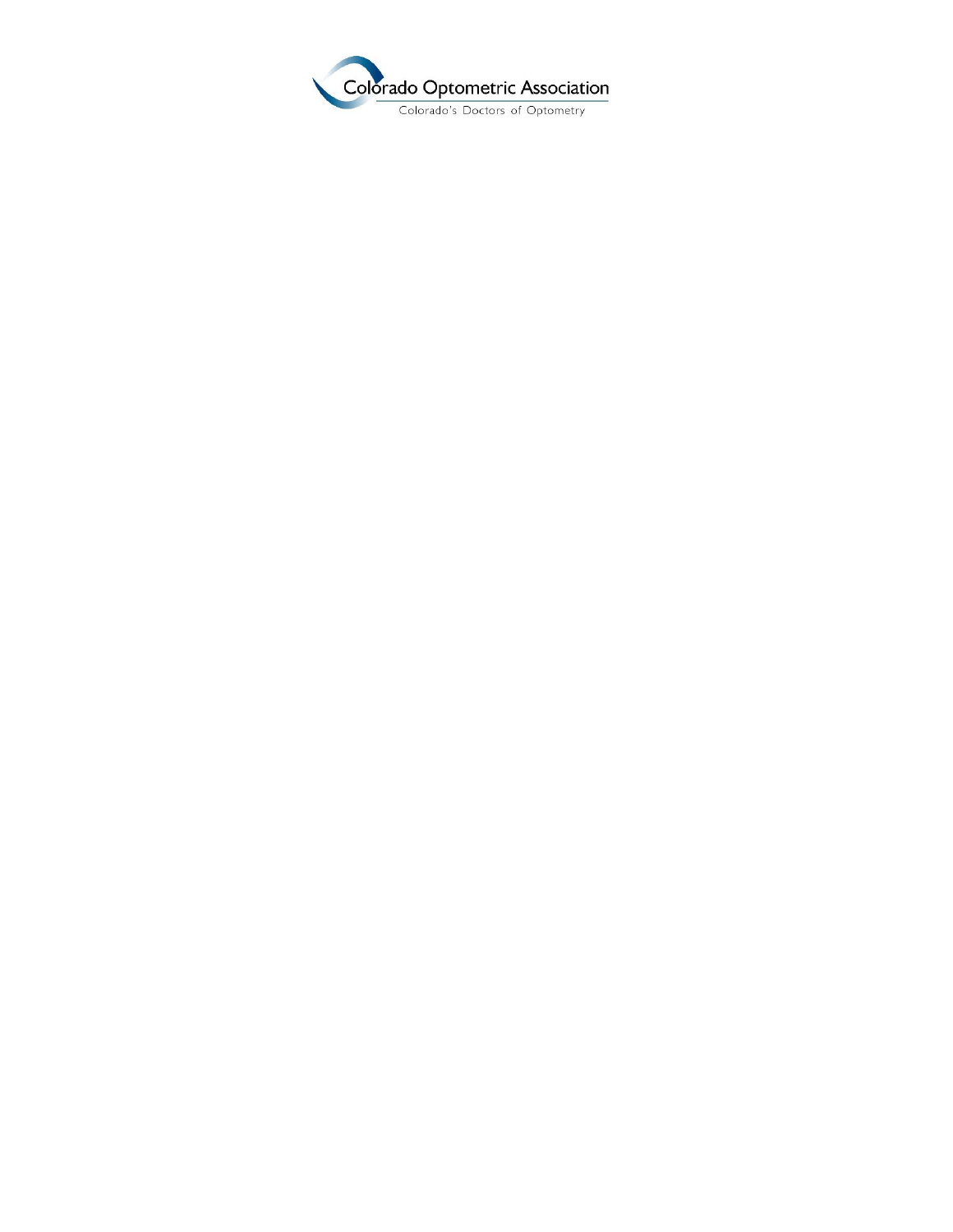Colorado Optometric Association

Colorado's Doctors of Optometry